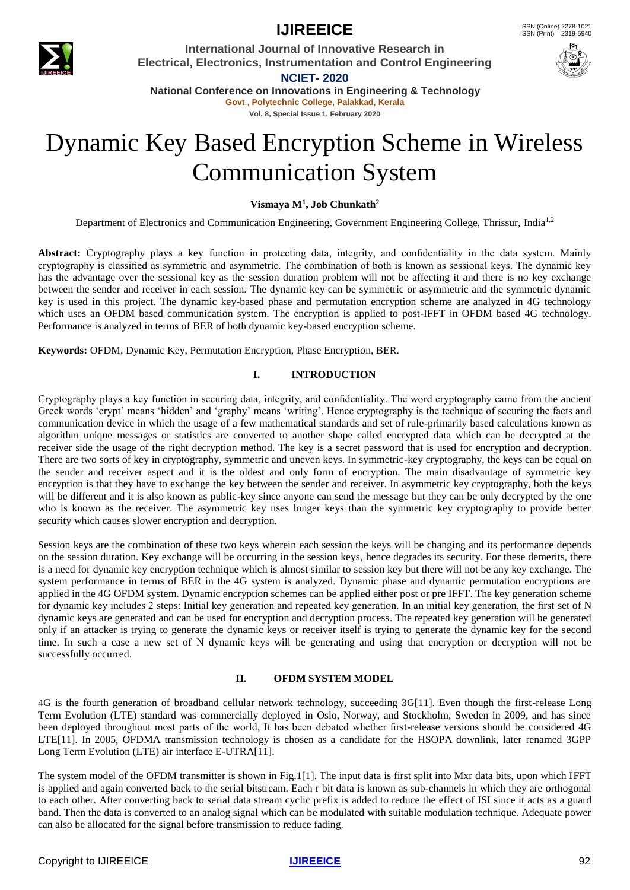# Dynamic Key Based Encryption Scheme in Wireless Communication System

**Vismaya M[1], Job Chunkath[2]**

Department of Electronics and Communication Engineering, Government Engineering College, Thrissur, India[1,2]

**Abstract:** Cryptography plays a key function in protecting data, integrity, and confidentiality in the data system. Mainly cryptography is classified as symmetric and asymmetric. The combination of both is known as sessional keys. The dynamic key has the advantage over the sessional key as the session duration problem will not be affecting it and there is no key exchange between the sender and receiver in each session. The dynamic key can be symmetric or asymmetric and the symmetric dynamic key is used in this project. The dynamic key-based phase and permutation encryption scheme are analyzed in 4G technology which uses an OFDM based communication system. The encryption is applied to post-IFFT in OFDM based 4G technology. Performance is analyzed in terms of BER of both dynamic key-based encryption scheme.

**Keywords:** OFDM, Dynamic Key, Permutation Encryption, Phase Encryption, BER.

## I. INTRODUCTION

Cryptography plays a key function in securing data, integrity, and confidentiality. The word cryptography came from the ancient Greek words 'crypt' means 'hidden' and 'graphy' means 'writing'. Hence cryptography is the technique of securing the facts and communication device in which the usage of a few mathematical standards and set of rule-primarily based calculations known as algorithm unique messages or statistics are converted to another shape called encrypted data which can be decrypted at the receiver side the usage of the right decryption method. The key is a secret password that is used for encryption and decryption. There are two sorts of key in cryptography, symmetric and uneven keys. In symmetric-key cryptography, the keys can be equal on the sender and receiver aspect and it is the oldest and only form of encryption. The main disadvantage of symmetric key encryption is that they have to exchange the key between the sender and receiver. In asymmetric key cryptography, both the keys will be different and it is also known as public-key since anyone can send the message but they can be only decrypted by the one who is known as the receiver. The asymmetric key uses longer keys than the symmetric key cryptography to provide better security which causes slower encryption and decryption.

Session keys are the combination of these two keys wherein each session the keys will be changing and its performance depends on the session duration. Key exchange will be occurring in the session keys, hence degrades its security. For these demerits, there is a need for dynamic key encryption technique which is almost similar to session key but there will not be any key exchange. The system performance in terms of BER in the 4G system is analyzed. Dynamic phase and dynamic permutation encryptions are applied in the 4G OFDM system. Dynamic encryption schemes can be applied either post or pre IFFT. The key generation scheme for dynamic key includes 2 steps: Initial key generation and repeated key generation. In an initial key generation, the first set of N dynamic keys are generated and can be used for encryption and decryption process. The repeated key generation will be generated only if an attacker is trying to generate the dynamic keys or receiver itself is trying to generate the dynamic key for the second time. In such a case a new set of N dynamic keys will be generating and using that encryption or decryption will not be successfully occurred.

## II. OFDM SYSTEM MODEL

4G is the fourth generation of broadband cellular network technology, succeeding 3G[11]. Even though the first-release Long Term Evolution (LTE) standard was commercially deployed in Oslo, Norway, and Stockholm, Sweden in 2009, and has since been deployed throughout most parts of the world, It has been debated whether first-release versions should be considered 4G LTE[11]. In 2005, OFDMA transmission technology is chosen as a candidate for the HSOPA downlink, later renamed 3GPP Long Term Evolution (LTE) air interface E-UTRA[11].

The system model of the OFDM transmitter is shown in Fig.1[1]. The input data is first split into Mxr data bits, upon which IFFT is applied and again converted back to the serial bitstream. Each r bit data is known as sub-channels in which they are orthogonal to each other. After converting back to serial data stream cyclic prefix is added to reduce the effect of ISI since it acts as a guard band. Then the data is converted to an analog signal which can be modulated with suitable modulation technique. Adequate power can also be allocated for the signal before transmission to reduce fading.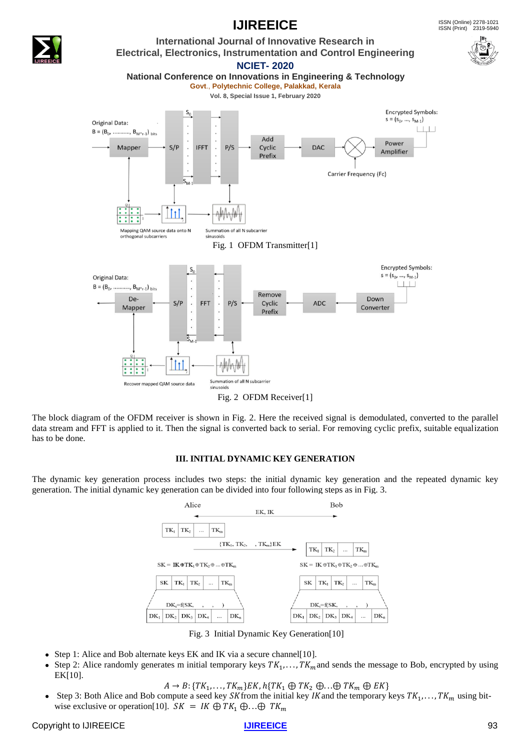Fig. 1 OFDM Transmitter[1]

Fig. 2 OFDM Receiver[1]

The block diagram of the OFDM receiver is shown in Fig. 2. Here the received signal is demodulated, converted to the parallel data stream and FFT is applied to it. Then the signal is converted back to serial. For removing cyclic prefix, suitable equalization has to be done.

### III. INITIAL DYNAMIC KEY GENERATION

The dynamic key generation process includes two steps: the initial dynamic key generation and the repeated dynamic key generation. The initial dynamic key generation can be divided into four following steps as in Fig. 3.

Fig. 3 Initial Dynamic Key Generation[10]

- Step 1: Alice and Bob alternate keys EK and IK via a secure channel[10].
- Step 2: Alice randomly generates m initial temporary keys $TK_1, \ldots, TK_m$ and sends the message to Bob, encrypted by using EK[10].

$$A \rightarrow B: \{TK_1, \ldots, TK_m\}EK, h\{TK_1 \oplus TK_2 \oplus \ldots \oplus TK_m \oplus EK\}$$

- Step 3: Both Alice and Bob compute a seed key $SK$ from the initial key $IK$ and the temporary keys $TK_1, \ldots, TK_m$ using bit-wise exclusive or operation[10]. $SK = IK \oplus TK_1 \oplus \ldots \oplus TK_m$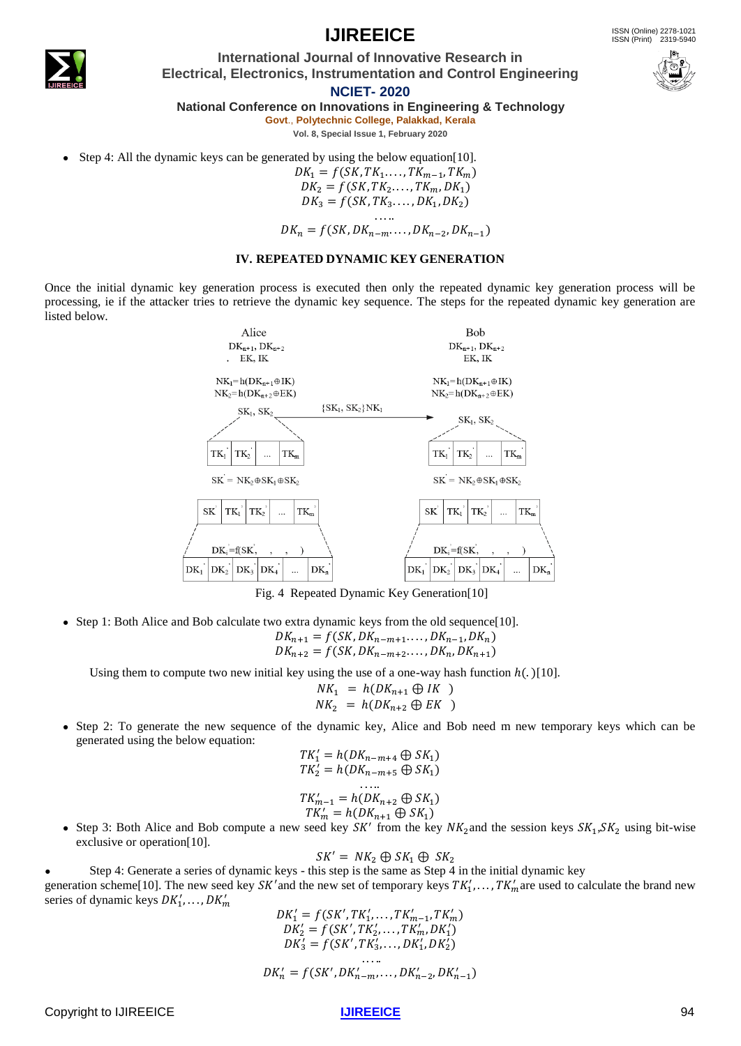- Step 4: All the dynamic keys can be generated by using the below equation[10].

$$DK_1 = f(SK, TK_1 \ldots., TK_{m-1}, TK_m)$$
$$DK_2 = f(SK, TK_2 \ldots., TK_m, DK_1)$$
$$DK_3 = f(SK, TK_3 \ldots., DK_1, DK_2)$$
$$\ldots..$$
$$DK_n = f(SK, DK_{n-m} \ldots, DK_{n-2}, DK_{n-1})$$

## IV. REPEATED DYNAMIC KEY GENERATION

Once the initial dynamic key generation process is executed then only the repeated dynamic key generation process will be processing, ie if the attacker tries to retrieve the dynamic key sequence. The steps for the repeated dynamic key generation are listed below.

Fig. 4 Repeated Dynamic Key Generation[10]

- Step 1: Both Alice and Bob calculate two extra dynamic keys from the old sequence[10].

$$DK_{n+1} = f(SK, DK_{n-m+1} \ldots., DK_{n-1}, DK_n)$$
$$DK_{n+2} = f(SK, DK_{n-m+2} \ldots., DK_n, DK_{n+1})$$

Using them to compute two new initial key using the use of a one-way hash function $h(.)$[10].

$$NK_1 = h(DK_{n+1} \oplus IK)$$
$$NK_2 = h(DK_{n+2} \oplus EK)$$

- Step 2: To generate the new sequence of the dynamic key, Alice and Bob need m new temporary keys which can be generated using the below equation:

$$TK_1' = h(DK_{n-m+4} \oplus SK_1)$$
$$TK_2' = h(DK_{n-m+5} \oplus SK_1)$$
$$\ldots..$$
$$TK_{m-1}' = h(DK_{n+2} \oplus SK_1)$$
$$TK_m' = h(DK_{n+1} \oplus SK_1)$$

- Step 3: Both Alice and Bob compute a new seed key $SK'$ from the key $NK_2$ and the session keys $SK_1$,$SK_2$ using bit-wise exclusive or operation[10].

$$SK' = NK_2 \oplus SK_1 \oplus SK_2$$

- Step 4: Generate a series of dynamic keys - this step is the same as Step 4 in the initial dynamic key generation scheme[10]. The new seed key $SK'$ and the new set of temporary keys $TK_1', \ldots, TK_m'$ are used to calculate the brand new series of dynamic keys $DK_1', \ldots, DK_m'$

$$DK_1' = f(SK', TK_1', \ldots, TK_{m-1}', TK_m')$$
$$DK_2' = f(SK', TK_2', \ldots, TK_m', DK_1')$$
$$DK_3' = f(SK', TK_3', \ldots, DK_1', DK_2')$$
$$\ldots..$$
$$DK_n' = f(SK', DK_{n-m}', \ldots, DK_{n-2}', DK_{n-1}')$$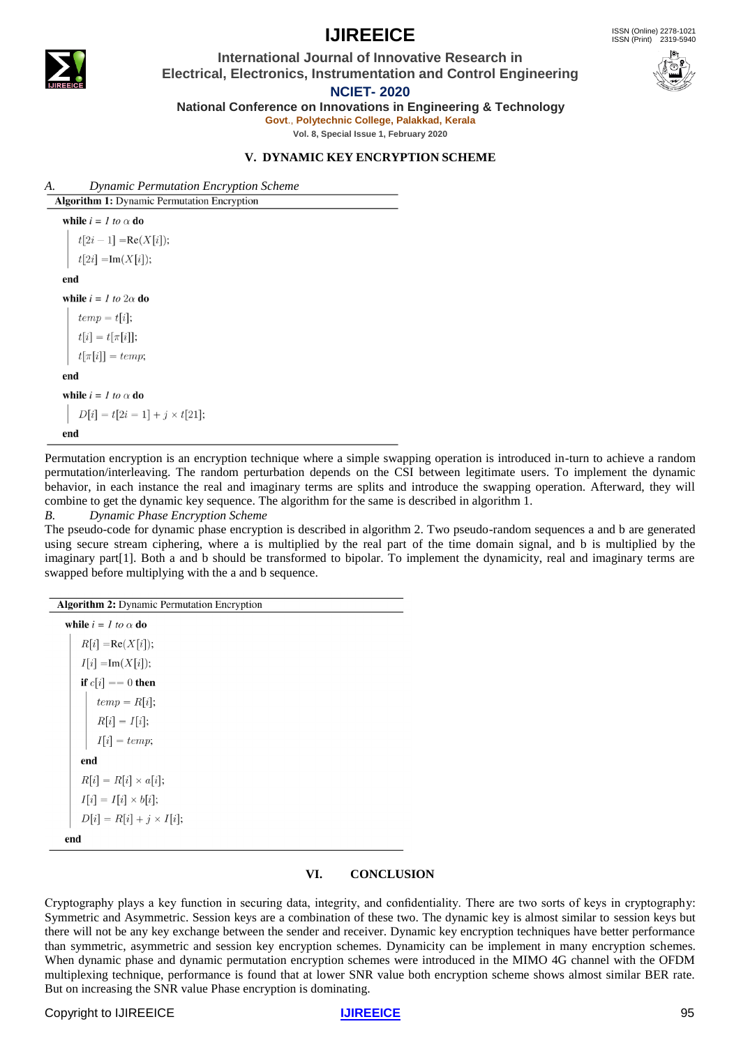## V. DYNAMIC KEY ENCRYPTION SCHEME

### *A. Dynamic Permutation Encryption Scheme*

**Algorithm 1:** Dynamic Permutation Encryption

```
while i = 1 to α do
    t[2i − 1] = Re(X[i]);
    t[2i] = Im(X[i]);
end
while i = 1 to 2α do
    temp = t[i];
    t[i] = t[π[i]];
    t[π[i]] = temp;
end
while i = 1 to α do
    D[i] = t[2i = 1] + j × t[21];
end
```

Permutation encryption is an encryption technique where a simple swapping operation is introduced in-turn to achieve a random permutation/interleaving. The random perturbation depends on the CSI between legitimate users. To implement the dynamic behavior, in each instance the real and imaginary terms are splits and introduce the swapping operation. Afterward, they will combine to get the dynamic key sequence. The algorithm for the same is described in algorithm 1.

### *B. Dynamic Phase Encryption Scheme*

The pseudo-code for dynamic phase encryption is described in algorithm 2. Two pseudo-random sequences a and b are generated using secure stream ciphering, where a is multiplied by the real part of the time domain signal, and b is multiplied by the imaginary part[1]. Both a and b should be transformed to bipolar. To implement the dynamicity, real and imaginary terms are swapped before multiplying with the a and b sequence.

**Algorithm 2:** Dynamic Permutation Encryption

```
while i = 1 to α do
    R[i] = Re(X[i]);
    I[i] = Im(X[i]);
    if c[i] == 0 then
        temp = R[i];
        R[i] = I[i];
        I[i] = temp;
    end
    R[i] = R[i] × a[i];
    I[i] = I[i] × b[i];
    D[i] = R[i] + j × I[i];
end
```

## VI. CONCLUSION

Cryptography plays a key function in securing data, integrity, and confidentiality. There are two sorts of keys in cryptography: Symmetric and Asymmetric. Session keys are a combination of these two. The dynamic key is almost similar to session keys but there will not be any key exchange between the sender and receiver. Dynamic key encryption techniques have better performance than symmetric, asymmetric and session key encryption schemes. Dynamicity can be implement in many encryption schemes. When dynamic phase and dynamic permutation encryption schemes were introduced in the MIMO 4G channel with the OFDM multiplexing technique, performance is found that at lower SNR value both encryption scheme shows almost similar BER rate. But on increasing the SNR value Phase encryption is dominating.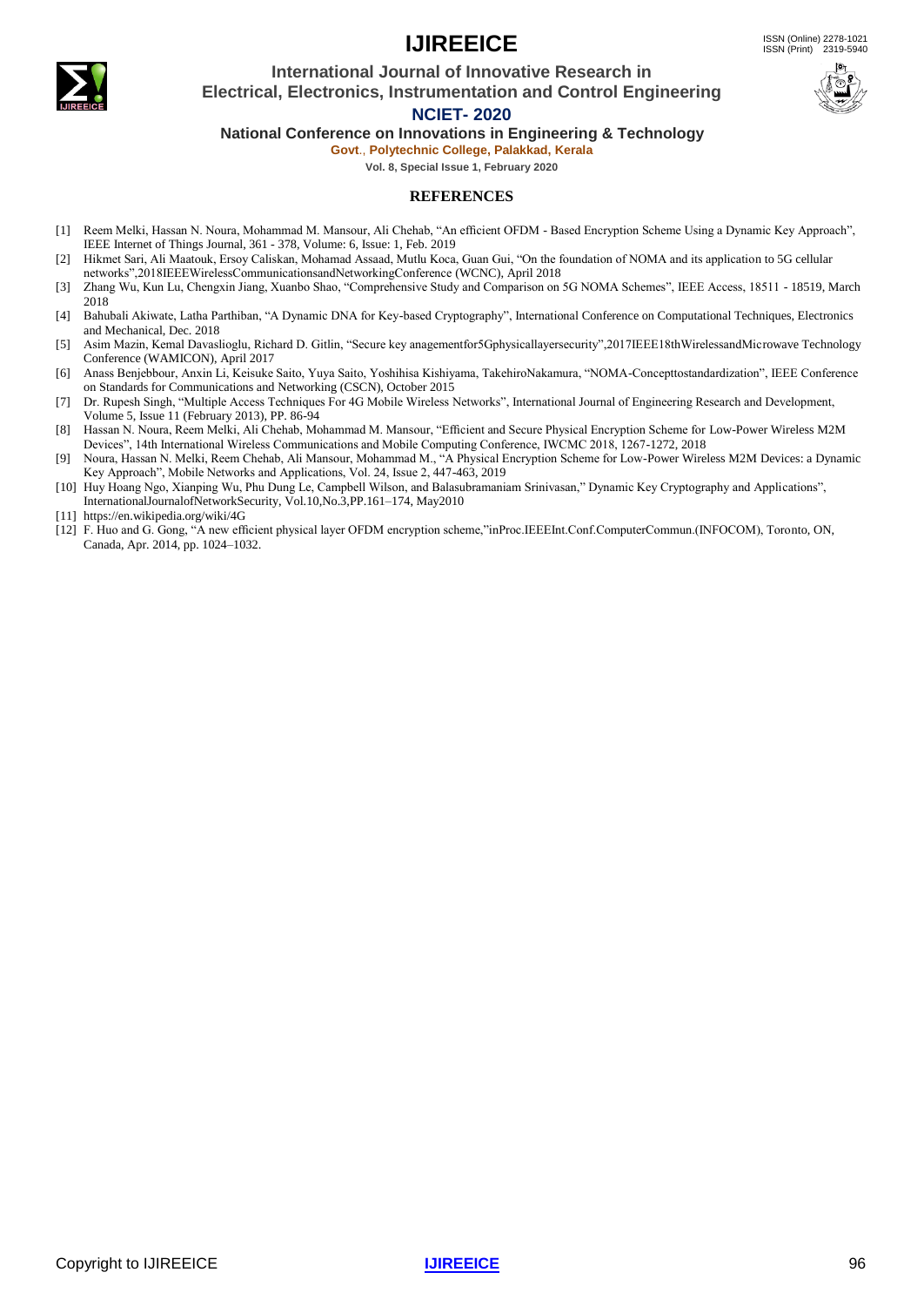## REFERENCES

[1] Reem Melki, Hassan N. Noura, Mohammad M. Mansour, Ali Chehab, "An efficient OFDM - Based Encryption Scheme Using a Dynamic Key Approach", IEEE Internet of Things Journal, 361 - 378, Volume: 6, Issue: 1, Feb. 2019

[2] Hikmet Sari, Ali Maatouk, Ersoy Caliskan, Mohamad Assaad, Mutlu Koca, Guan Gui, "On the foundation of NOMA and its application to 5G cellular networks",2018IEEEWirelessCommunicationsandNetworkingConference (WCNC), April 2018

[3] Zhang Wu, Kun Lu, Chengxin Jiang, Xuanbo Shao, "Comprehensive Study and Comparison on 5G NOMA Schemes", IEEE Access, 18511 - 18519, March 2018

[4] Bahubali Akiwate, Latha Parthiban, "A Dynamic DNA for Key-based Cryptography", International Conference on Computational Techniques, Electronics and Mechanical, Dec. 2018

[5] Asim Mazin, Kemal Davaslioglu, Richard D. Gitlin, "Secure key anagementfor5Gphysicallayersecurity",2017IEEE18thWirelessandMicrowave Technology Conference (WAMICON), April 2017

[6] Anass Benjebbour, Anxin Li, Keisuke Saito, Yuya Saito, Yoshihisa Kishiyama, TakehiroNakamura, "NOMA-Concepttostandardization", IEEE Conference on Standards for Communications and Networking (CSCN), October 2015

[7] Dr. Rupesh Singh, "Multiple Access Techniques For 4G Mobile Wireless Networks", International Journal of Engineering Research and Development, Volume 5, Issue 11 (February 2013), PP. 86-94

[8] Hassan N. Noura, Reem Melki, Ali Chehab, Mohammad M. Mansour, "Efficient and Secure Physical Encryption Scheme for Low-Power Wireless M2M Devices", 14th International Wireless Communications and Mobile Computing Conference, IWCMC 2018, 1267-1272, 2018

[9] Noura, Hassan N. Melki, Reem Chehab, Ali Mansour, Mohammad M., "A Physical Encryption Scheme for Low-Power Wireless M2M Devices: a Dynamic Key Approach", Mobile Networks and Applications, Vol. 24, Issue 2, 447-463, 2019

[10] Huy Hoang Ngo, Xianping Wu, Phu Dung Le, Campbell Wilson, and Balasubramaniam Srinivasan," Dynamic Key Cryptography and Applications", InternationalJournalofNetworkSecurity, Vol.10,No.3,PP.161–174, May2010

[11] https://en.wikipedia.org/wiki/4G

[12] F. Huo and G. Gong, "A new efficient physical layer OFDM encryption scheme,"inProc.IEEEInt.Conf.ComputerCommun.(INFOCOM), Toronto, ON, Canada, Apr. 2014, pp. 1024–1032.